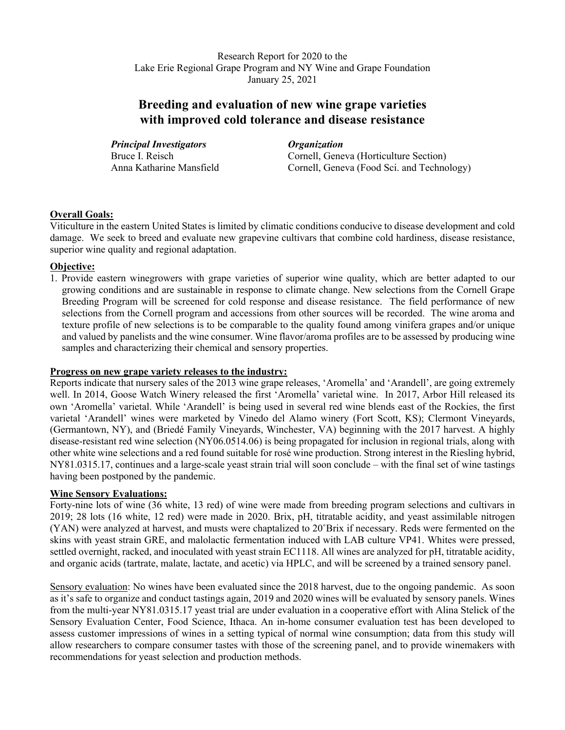Research Report for 2020 to the
Lake Erie Regional Grape Program and NY Wine and Grape Foundation
January 25, 2021

# Breeding and evaluation of new wine grape varieties with improved cold tolerance and disease resistance

| ***Principal Investigators*** | ***Organization*** |
|---|---|
| Bruce I. Reisch | Cornell, Geneva (Horticulture Section) |
| Anna Katharine Mansfield | Cornell, Geneva (Food Sci. and Technology) |

**Overall Goals:**

Viticulture in the eastern United States is limited by climatic conditions conducive to disease development and cold damage. We seek to breed and evaluate new grapevine cultivars that combine cold hardiness, disease resistance, superior wine quality and regional adaptation.

**Objective:**

1. Provide eastern winegrowers with grape varieties of superior wine quality, which are better adapted to our growing conditions and are sustainable in response to climate change. New selections from the Cornell Grape Breeding Program will be screened for cold response and disease resistance. The field performance of new selections from the Cornell program and accessions from other sources will be recorded. The wine aroma and texture profile of new selections is to be comparable to the quality found among vinifera grapes and/or unique and valued by panelists and the wine consumer. Wine flavor/aroma profiles are to be assessed by producing wine samples and characterizing their chemical and sensory properties.

**Progress on new grape variety releases to the industry:**

Reports indicate that nursery sales of the 2013 wine grape releases, 'Aromella' and 'Arandell', are going extremely well. In 2014, Goose Watch Winery released the first 'Aromella' varietal wine. In 2017, Arbor Hill released its own 'Aromella' varietal. While 'Arandell' is being used in several red wine blends east of the Rockies, the first varietal 'Arandell' wines were marketed by Vinedo del Alamo winery (Fort Scott, KS); Clermont Vineyards, (Germantown, NY), and (Briedé Family Vineyards, Winchester, VA) beginning with the 2017 harvest. A highly disease-resistant red wine selection (NY06.0514.06) is being propagated for inclusion in regional trials, along with other white wine selections and a red found suitable for rosé wine production. Strong interest in the Riesling hybrid, NY81.0315.17, continues and a large-scale yeast strain trial will soon conclude – with the final set of wine tastings having been postponed by the pandemic.

**Wine Sensory Evaluations:**

Forty-nine lots of wine (36 white, 13 red) of wine were made from breeding program selections and cultivars in 2019; 28 lots (16 white, 12 red) were made in 2020. Brix, pH, titratable acidity, and yeast assimilable nitrogen (YAN) were analyzed at harvest, and musts were chaptalized to 20˚Brix if necessary. Reds were fermented on the skins with yeast strain GRE, and malolactic fermentation induced with LAB culture VP41. Whites were pressed, settled overnight, racked, and inoculated with yeast strain EC1118. All wines are analyzed for pH, titratable acidity, and organic acids (tartrate, malate, lactate, and acetic) via HPLC, and will be screened by a trained sensory panel.

Sensory evaluation: No wines have been evaluated since the 2018 harvest, due to the ongoing pandemic. As soon as it's safe to organize and conduct tastings again, 2019 and 2020 wines will be evaluated by sensory panels. Wines from the multi-year NY81.0315.17 yeast trial are under evaluation in a cooperative effort with Alina Stelick of the Sensory Evaluation Center, Food Science, Ithaca. An in-home consumer evaluation test has been developed to assess customer impressions of wines in a setting typical of normal wine consumption; data from this study will allow researchers to compare consumer tastes with those of the screening panel, and to provide winemakers with recommendations for yeast selection and production methods.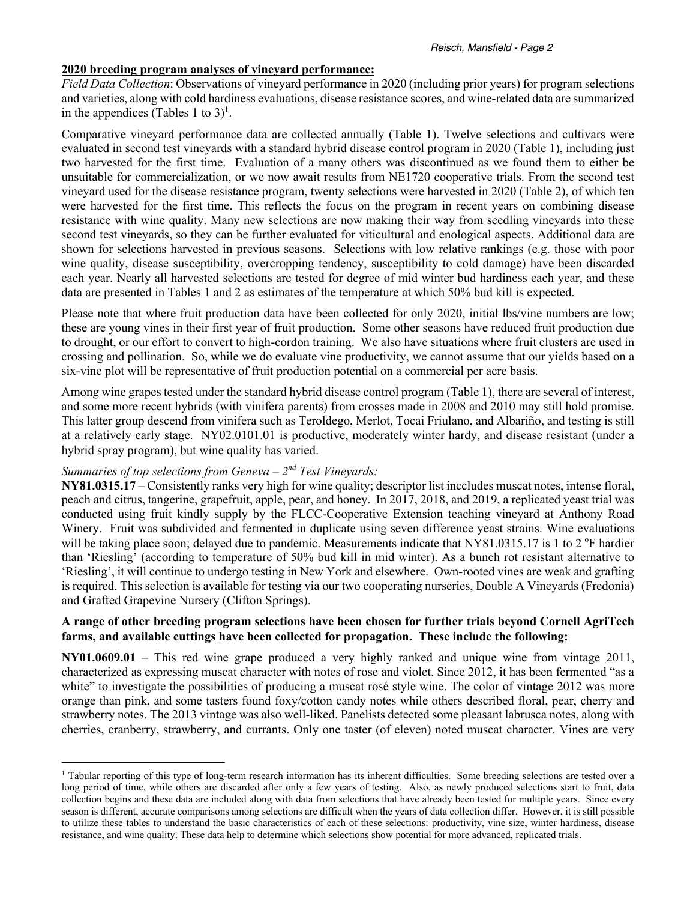**2020 breeding program analyses of vineyard performance:**

*Field Data Collection*: Observations of vineyard performance in 2020 (including prior years) for program selections and varieties, along with cold hardiness evaluations, disease resistance scores, and wine-related data are summarized in the appendices (Tables 1 to 3)[1].

Comparative vineyard performance data are collected annually (Table 1). Twelve selections and cultivars were evaluated in second test vineyards with a standard hybrid disease control program in 2020 (Table 1), including just two harvested for the first time. Evaluation of a many others was discontinued as we found them to either be unsuitable for commercialization, or we now await results from NE1720 cooperative trials. From the second test vineyard used for the disease resistance program, twenty selections were harvested in 2020 (Table 2), of which ten were harvested for the first time. This reflects the focus on the program in recent years on combining disease resistance with wine quality. Many new selections are now making their way from seedling vineyards into these second test vineyards, so they can be further evaluated for viticultural and enological aspects. Additional data are shown for selections harvested in previous seasons. Selections with low relative rankings (e.g. those with poor wine quality, disease susceptibility, overcropping tendency, susceptibility to cold damage) have been discarded each year. Nearly all harvested selections are tested for degree of mid winter bud hardiness each year, and these data are presented in Tables 1 and 2 as estimates of the temperature at which 50% bud kill is expected.

Please note that where fruit production data have been collected for only 2020, initial lbs/vine numbers are low; these are young vines in their first year of fruit production. Some other seasons have reduced fruit production due to drought, or our effort to convert to high-cordon training. We also have situations where fruit clusters are used in crossing and pollination. So, while we do evaluate vine productivity, we cannot assume that our yields based on a six-vine plot will be representative of fruit production potential on a commercial per acre basis.

Among wine grapes tested under the standard hybrid disease control program (Table 1), there are several of interest, and some more recent hybrids (with vinifera parents) from crosses made in 2008 and 2010 may still hold promise. This latter group descend from vinifera such as Teroldego, Merlot, Tocai Friulano, and Albariño, and testing is still at a relatively early stage. NY02.0101.01 is productive, moderately winter hardy, and disease resistant (under a hybrid spray program), but wine quality has varied.

*Summaries of top selections from Geneva – 2nd Test Vineyards:*

**NY81.0315.17** – Consistently ranks very high for wine quality; descriptor list inccludes muscat notes, intense floral, peach and citrus, tangerine, grapefruit, apple, pear, and honey. In 2017, 2018, and 2019, a replicated yeast trial was conducted using fruit kindly supply by the FLCC-Cooperative Extension teaching vineyard at Anthony Road Winery. Fruit was subdivided and fermented in duplicate using seven difference yeast strains. Wine evaluations will be taking place soon; delayed due to pandemic. Measurements indicate that NY81.0315.17 is 1 to 2 °F hardier than 'Riesling' (according to temperature of 50% bud kill in mid winter). As a bunch rot resistant alternative to 'Riesling', it will continue to undergo testing in New York and elsewhere. Own-rooted vines are weak and grafting is required. This selection is available for testing via our two cooperating nurseries, Double A Vineyards (Fredonia) and Grafted Grapevine Nursery (Clifton Springs).

**A range of other breeding program selections have been chosen for further trials beyond Cornell AgriTech farms, and available cuttings have been collected for propagation. These include the following:**

**NY01.0609.01** – This red wine grape produced a very highly ranked and unique wine from vintage 2011, characterized as expressing muscat character with notes of rose and violet. Since 2012, it has been fermented "as a white" to investigate the possibilities of producing a muscat rosé style wine. The color of vintage 2012 was more orange than pink, and some tasters found foxy/cotton candy notes while others described floral, pear, cherry and strawberry notes. The 2013 vintage was also well-liked. Panelists detected some pleasant labrusca notes, along with cherries, cranberry, strawberry, and currants. Only one taster (of eleven) noted muscat character. Vines are very

---

[1] Tabular reporting of this type of long-term research information has its inherent difficulties. Some breeding selections are tested over a long period of time, while others are discarded after only a few years of testing. Also, as newly produced selections start to fruit, data collection begins and these data are included along with data from selections that have already been tested for multiple years. Since every season is different, accurate comparisons among selections are difficult when the years of data collection differ. However, it is still possible to utilize these tables to understand the basic characteristics of each of these selections: productivity, vine size, winter hardiness, disease resistance, and wine quality. These data help to determine which selections show potential for more advanced, replicated trials.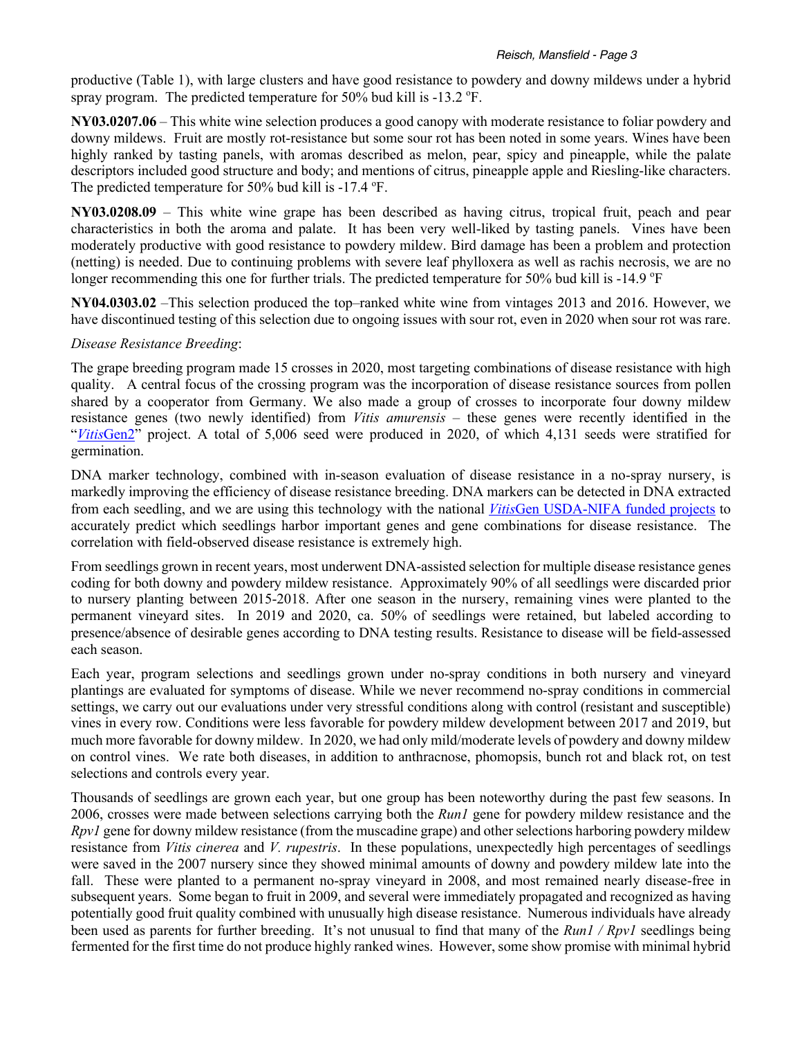productive (Table 1), with large clusters and have good resistance to powdery and downy mildews under a hybrid spray program. The predicted temperature for 50% bud kill is -13.2 ºF.

**NY03.0207.06** – This white wine selection produces a good canopy with moderate resistance to foliar powdery and downy mildews. Fruit are mostly rot-resistance but some sour rot has been noted in some years. Wines have been highly ranked by tasting panels, with aromas described as melon, pear, spicy and pineapple, while the palate descriptors included good structure and body; and mentions of citrus, pineapple apple and Riesling-like characters. The predicted temperature for 50% bud kill is -17.4 ºF.

**NY03.0208.09** – This white wine grape has been described as having citrus, tropical fruit, peach and pear characteristics in both the aroma and palate. It has been very well-liked by tasting panels. Vines have been moderately productive with good resistance to powdery mildew. Bird damage has been a problem and protection (netting) is needed. Due to continuing problems with severe leaf phylloxera as well as rachis necrosis, we are no longer recommending this one for further trials. The predicted temperature for 50% bud kill is -14.9 ºF

**NY04.0303.02** –This selection produced the top–ranked white wine from vintages 2013 and 2016. However, we have discontinued testing of this selection due to ongoing issues with sour rot, even in 2020 when sour rot was rare.

*Disease Resistance Breeding*:

The grape breeding program made 15 crosses in 2020, most targeting combinations of disease resistance with high quality. A central focus of the crossing program was the incorporation of disease resistance sources from pollen shared by a cooperator from Germany. We also made a group of crosses to incorporate four downy mildew resistance genes (two newly identified) from *Vitis amurensis* – these genes were recently identified in the "*Vitis*Gen2" project. A total of 5,006 seed were produced in 2020, of which 4,131 seeds were stratified for germination.

DNA marker technology, combined with in-season evaluation of disease resistance in a no-spray nursery, is markedly improving the efficiency of disease resistance breeding. DNA markers can be detected in DNA extracted from each seedling, and we are using this technology with the national *Vitis*Gen USDA-NIFA funded projects to accurately predict which seedlings harbor important genes and gene combinations for disease resistance. The correlation with field-observed disease resistance is extremely high.

From seedlings grown in recent years, most underwent DNA-assisted selection for multiple disease resistance genes coding for both downy and powdery mildew resistance. Approximately 90% of all seedlings were discarded prior to nursery planting between 2015-2018. After one season in the nursery, remaining vines were planted to the permanent vineyard sites. In 2019 and 2020, ca. 50% of seedlings were retained, but labeled according to presence/absence of desirable genes according to DNA testing results. Resistance to disease will be field-assessed each season.

Each year, program selections and seedlings grown under no-spray conditions in both nursery and vineyard plantings are evaluated for symptoms of disease. While we never recommend no-spray conditions in commercial settings, we carry out our evaluations under very stressful conditions along with control (resistant and susceptible) vines in every row. Conditions were less favorable for powdery mildew development between 2017 and 2019, but much more favorable for downy mildew. In 2020, we had only mild/moderate levels of powdery and downy mildew on control vines. We rate both diseases, in addition to anthracnose, phomopsis, bunch rot and black rot, on test selections and controls every year.

Thousands of seedlings are grown each year, but one group has been noteworthy during the past few seasons. In 2006, crosses were made between selections carrying both the *Run1* gene for powdery mildew resistance and the *Rpv1* gene for downy mildew resistance (from the muscadine grape) and other selections harboring powdery mildew resistance from *Vitis cinerea* and *V. rupestris*. In these populations, unexpectedly high percentages of seedlings were saved in the 2007 nursery since they showed minimal amounts of downy and powdery mildew late into the fall. These were planted to a permanent no-spray vineyard in 2008, and most remained nearly disease-free in subsequent years. Some began to fruit in 2009, and several were immediately propagated and recognized as having potentially good fruit quality combined with unusually high disease resistance. Numerous individuals have already been used as parents for further breeding. It's not unusual to find that many of the *Run1 / Rpv1* seedlings being fermented for the first time do not produce highly ranked wines. However, some show promise with minimal hybrid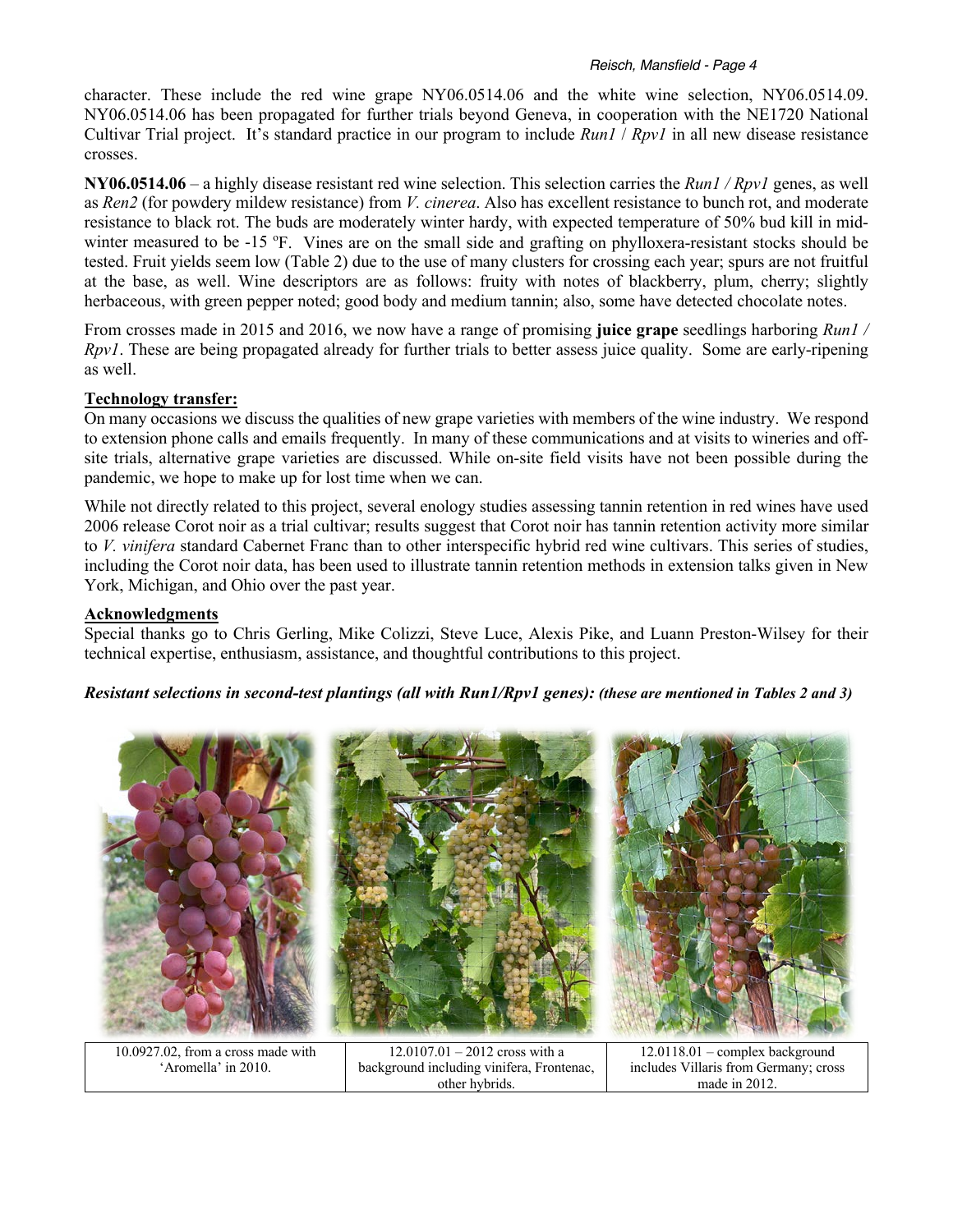character. These include the red wine grape NY06.0514.06 and the white wine selection, NY06.0514.09. NY06.0514.06 has been propagated for further trials beyond Geneva, in cooperation with the NE1720 National Cultivar Trial project. It's standard practice in our program to include *Run1* / *Rpv1* in all new disease resistance crosses.

**NY06.0514.06** – a highly disease resistant red wine selection. This selection carries the *Run1 / Rpv1* genes, as well as *Ren2* (for powdery mildew resistance) from *V. cinerea*. Also has excellent resistance to bunch rot, and moderate resistance to black rot. The buds are moderately winter hardy, with expected temperature of 50% bud kill in mid-winter measured to be -15 ºF. Vines are on the small side and grafting on phylloxera-resistant stocks should be tested. Fruit yields seem low (Table 2) due to the use of many clusters for crossing each year; spurs are not fruitful at the base, as well. Wine descriptors are as follows: fruity with notes of blackberry, plum, cherry; slightly herbaceous, with green pepper noted; good body and medium tannin; also, some have detected chocolate notes.

From crosses made in 2015 and 2016, we now have a range of promising **juice grape** seedlings harboring *Run1 / Rpv1*. These are being propagated already for further trials to better assess juice quality. Some are early-ripening as well.

**Technology transfer:**

On many occasions we discuss the qualities of new grape varieties with members of the wine industry. We respond to extension phone calls and emails frequently. In many of these communications and at visits to wineries and off-site trials, alternative grape varieties are discussed. While on-site field visits have not been possible during the pandemic, we hope to make up for lost time when we can.

While not directly related to this project, several enology studies assessing tannin retention in red wines have used 2006 release Corot noir as a trial cultivar; results suggest that Corot noir has tannin retention activity more similar to *V. vinifera* standard Cabernet Franc than to other interspecific hybrid red wine cultivars. This series of studies, including the Corot noir data, has been used to illustrate tannin retention methods in extension talks given in New York, Michigan, and Ohio over the past year.

**Acknowledgments**

Special thanks go to Chris Gerling, Mike Colizzi, Steve Luce, Alexis Pike, and Luann Preston-Wilsey for their technical expertise, enthusiasm, assistance, and thoughtful contributions to this project.

***Resistant selections in second-test plantings (all with Run1/Rpv1 genes): (these are mentioned in Tables 2 and 3)***

| 10.0927.02, from a cross made with 'Aromella' in 2010. | 12.0107.01 – 2012 cross with a background including vinifera, Frontenac, other hybrids. | 12.0118.01 – complex background includes Villaris from Germany; cross made in 2012. |
|---|---|---|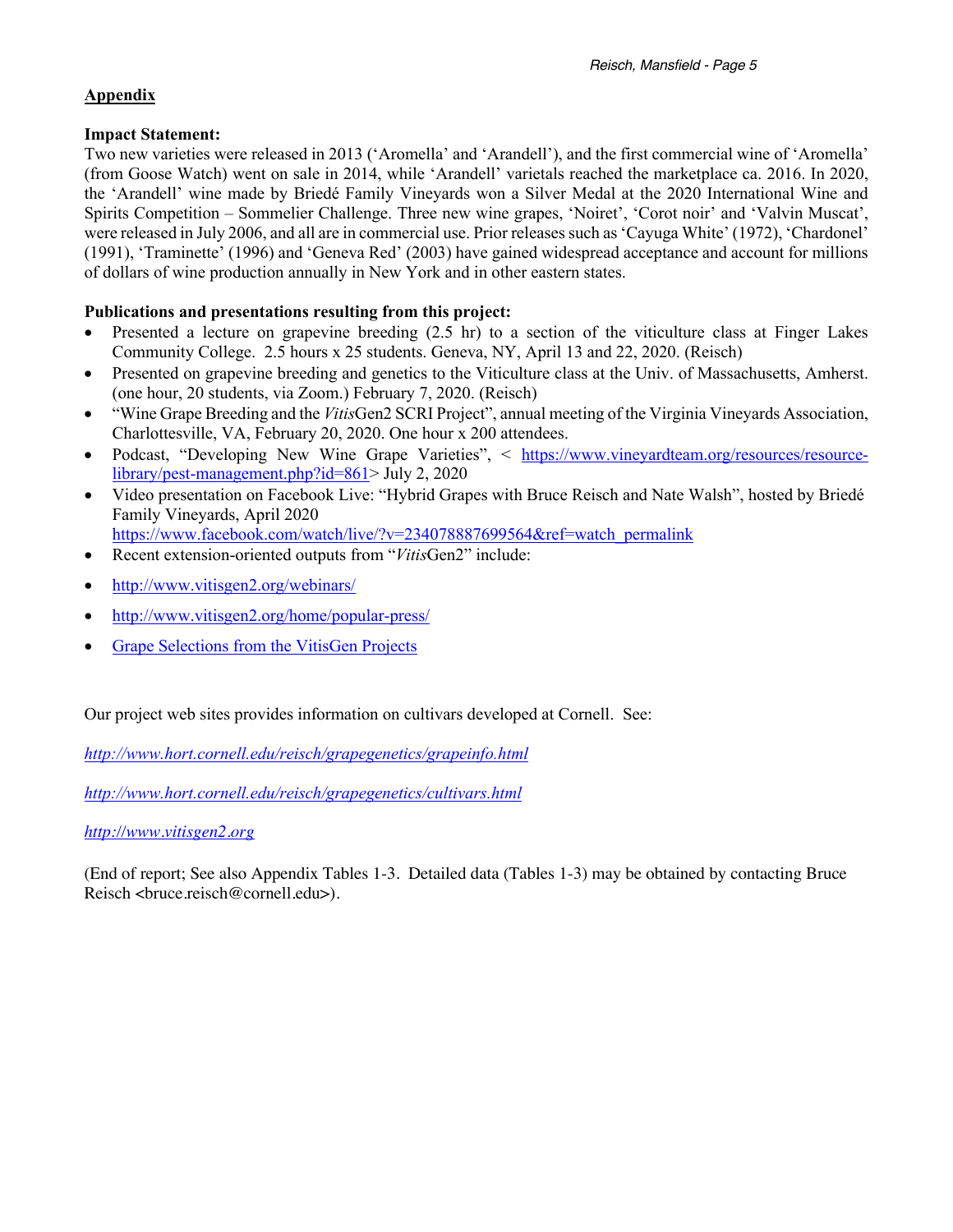## Appendix

**Impact Statement:**

Two new varieties were released in 2013 ('Aromella' and 'Arandell'), and the first commercial wine of 'Aromella' (from Goose Watch) went on sale in 2014, while 'Arandell' varietals reached the marketplace ca. 2016. In 2020, the 'Arandell' wine made by Briedé Family Vineyards won a Silver Medal at the 2020 International Wine and Spirits Competition – Sommelier Challenge. Three new wine grapes, 'Noiret', 'Corot noir' and 'Valvin Muscat', were released in July 2006, and all are in commercial use. Prior releases such as 'Cayuga White' (1972), 'Chardonel' (1991), 'Traminette' (1996) and 'Geneva Red' (2003) have gained widespread acceptance and account for millions of dollars of wine production annually in New York and in other eastern states.

**Publications and presentations resulting from this project:**

- Presented a lecture on grapevine breeding (2.5 hr) to a section of the viticulture class at Finger Lakes Community College. 2.5 hours x 25 students. Geneva, NY, April 13 and 22, 2020. (Reisch)
- Presented on grapevine breeding and genetics to the Viticulture class at the Univ. of Massachusetts, Amherst. (one hour, 20 students, via Zoom.) February 7, 2020. (Reisch)
- "Wine Grape Breeding and the *Vitis*Gen2 SCRI Project", annual meeting of the Virginia Vineyards Association, Charlottesville, VA, February 20, 2020. One hour x 200 attendees.
- Podcast, "Developing New Wine Grape Varieties", < https://www.vineyardteam.org/resources/resource-library/pest-management.php?id=861> July 2, 2020
- Video presentation on Facebook Live: "Hybrid Grapes with Bruce Reisch and Nate Walsh", hosted by Briedé Family Vineyards, April 2020 https://www.facebook.com/watch/live/?v=234078887699564&ref=watch_permalink
- Recent extension-oriented outputs from "*Vitis*Gen2" include:
- http://www.vitisgen2.org/webinars/
- http://www.vitisgen2.org/home/popular-press/
- Grape Selections from the VitisGen Projects

Our project web sites provides information on cultivars developed at Cornell. See:

*http://www.hort.cornell.edu/reisch/grapegenetics/grapeinfo.html*

*http://www.hort.cornell.edu/reisch/grapegenetics/cultivars.html*

*http://www.vitisgen2.org*

(End of report; See also Appendix Tables 1-3. Detailed data (Tables 1-3) may be obtained by contacting Bruce Reisch <bruce.reisch@cornell.edu>).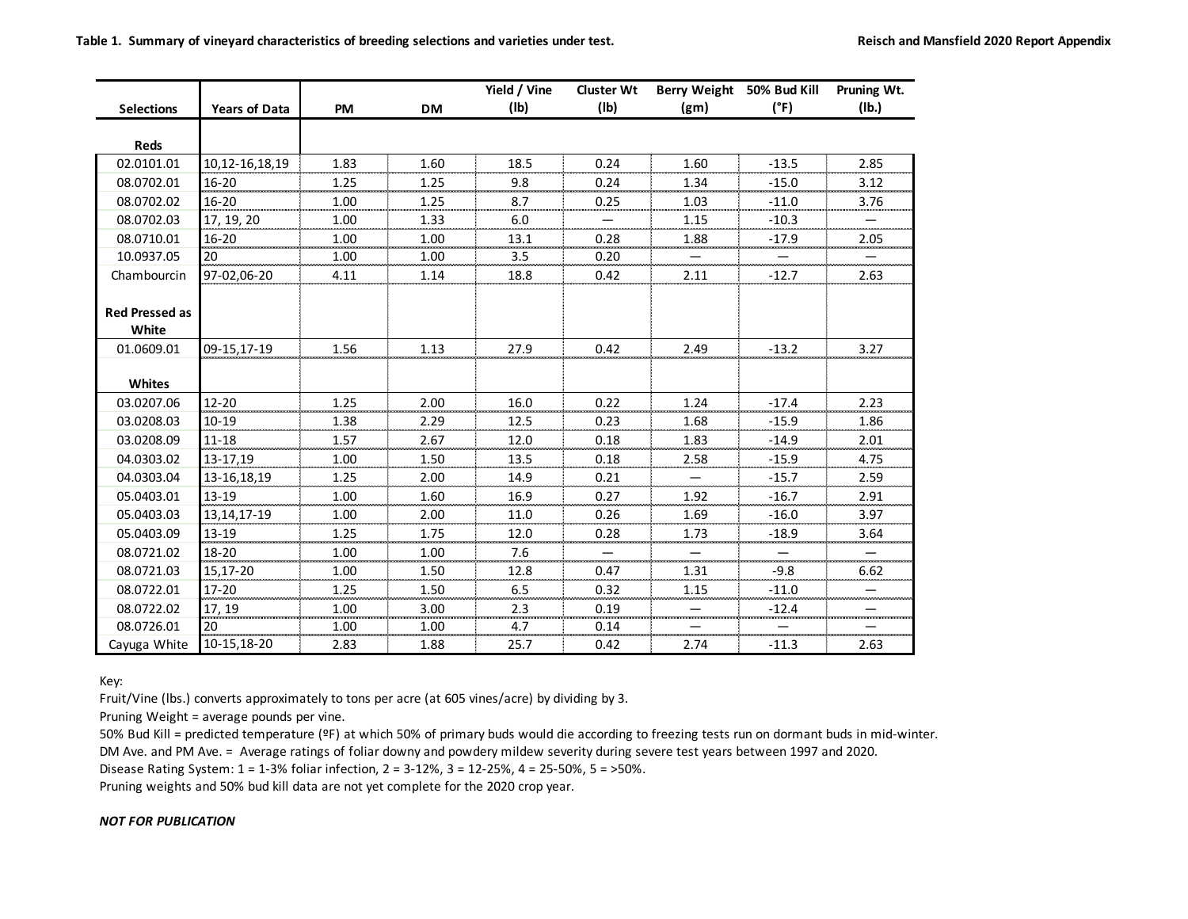**Table 1. Summary of vineyard characteristics of breeding selections and varieties under test.**

| Selections | Years of Data | PM | DM | Yield / Vine (lb) | Cluster Wt (lb) | Berry Weight (gm) | 50% Bud Kill (°F) | Pruning Wt. (lb.) |
|---|---|---|---|---|---|---|---|---|
| **Reds** | | | | | | | | |
| 02.0101.01 | 10,12-16,18,19 | 1.83 | 1.60 | 18.5 | 0.24 | 1.60 | -13.5 | 2.85 |
| 08.0702.01 | 16-20 | 1.25 | 1.25 | 9.8 | 0.24 | 1.34 | -15.0 | 3.12 |
| 08.0702.02 | 16-20 | 1.00 | 1.25 | 8.7 | 0.25 | 1.03 | -11.0 | 3.76 |
| 08.0702.03 | 17, 19, 20 | 1.00 | 1.33 | 6.0 | — | 1.15 | -10.3 | — |
| 08.0710.01 | 16-20 | 1.00 | 1.00 | 13.1 | 0.28 | 1.88 | -17.9 | 2.05 |
| 10.0937.05 | 20 | 1.00 | 1.00 | 3.5 | 0.20 | — | — | — |
| Chambourcin | 97-02,06-20 | 4.11 | 1.14 | 18.8 | 0.42 | 2.11 | -12.7 | 2.63 |
| **Red Pressed as White** | | | | | | | | |
| 01.0609.01 | 09-15,17-19 | 1.56 | 1.13 | 27.9 | 0.42 | 2.49 | -13.2 | 3.27 |
| **Whites** | | | | | | | | |
| 03.0207.06 | 12-20 | 1.25 | 2.00 | 16.0 | 0.22 | 1.24 | -17.4 | 2.23 |
| 03.0208.03 | 10-19 | 1.38 | 2.29 | 12.5 | 0.23 | 1.68 | -15.9 | 1.86 |
| 03.0208.09 | 11-18 | 1.57 | 2.67 | 12.0 | 0.18 | 1.83 | -14.9 | 2.01 |
| 04.0303.02 | 13-17,19 | 1.00 | 1.50 | 13.5 | 0.18 | 2.58 | -15.9 | 4.75 |
| 04.0303.04 | 13-16,18,19 | 1.25 | 2.00 | 14.9 | 0.21 | — | -15.7 | 2.59 |
| 05.0403.01 | 13-19 | 1.00 | 1.60 | 16.9 | 0.27 | 1.92 | -16.7 | 2.91 |
| 05.0403.03 | 13,14,17-19 | 1.00 | 2.00 | 11.0 | 0.26 | 1.69 | -16.0 | 3.97 |
| 05.0403.09 | 13-19 | 1.25 | 1.75 | 12.0 | 0.28 | 1.73 | -18.9 | 3.64 |
| 08.0721.02 | 18-20 | 1.00 | 1.00 | 7.6 | — | — | — | — |
| 08.0721.03 | 15,17-20 | 1.00 | 1.50 | 12.8 | 0.47 | 1.31 | -9.8 | 6.62 |
| 08.0722.01 | 17-20 | 1.25 | 1.50 | 6.5 | 0.32 | 1.15 | -11.0 | — |
| 08.0722.02 | 17, 19 | 1.00 | 3.00 | 2.3 | 0.19 | — | -12.4 | — |
| 08.0726.01 | 20 | 1.00 | 1.00 | 4.7 | 0.14 | — | — | — |
| Cayuga White | 10-15,18-20 | 2.83 | 1.88 | 25.7 | 0.42 | 2.74 | -11.3 | 2.63 |

Key:
Fruit/Vine (lbs.) converts approximately to tons per acre (at 605 vines/acre) by dividing by 3.
Pruning Weight = average pounds per vine.
50% Bud Kill = predicted temperature (ºF) at which 50% of primary buds would die according to freezing tests run on dormant buds in mid-winter.
DM Ave. and PM Ave. = Average ratings of foliar downy and powdery mildew severity during severe test years between 1997 and 2020.
Disease Rating System: 1 = 1-3% foliar infection, 2 = 3-12%, 3 = 12-25%, 4 = 25-50%, 5 = >50%.
Pruning weights and 50% bud kill data are not yet complete for the 2020 crop year.

***NOT FOR PUBLICATION***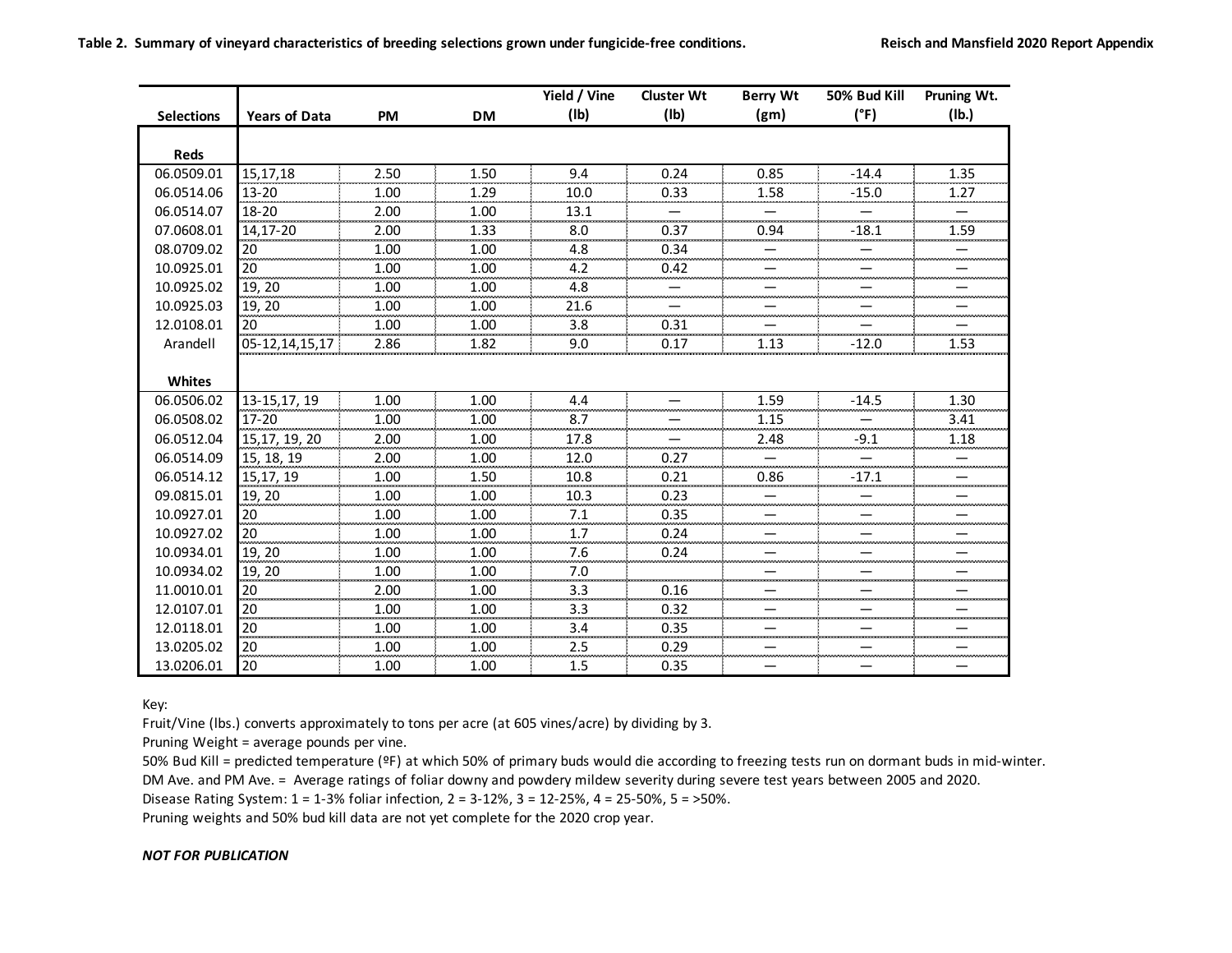**Table 2. Summary of vineyard characteristics of breeding selections grown under fungicide-free conditions.**

| Selections | Years of Data | PM | DM | Yield / Vine (lb) | Cluster Wt (lb) | Berry Wt (gm) | 50% Bud Kill (°F) | Pruning Wt. (lb.) |
|---|---|---|---|---|---|---|---|---|
| **Reds** | | | | | | | | |
| 06.0509.01 | 15,17,18 | 2.50 | 1.50 | 9.4 | 0.24 | 0.85 | -14.4 | 1.35 |
| 06.0514.06 | 13-20 | 1.00 | 1.29 | 10.0 | 0.33 | 1.58 | -15.0 | 1.27 |
| 06.0514.07 | 18-20 | 2.00 | 1.00 | 13.1 | — | — | — | — |
| 07.0608.01 | 14,17-20 | 2.00 | 1.33 | 8.0 | 0.37 | 0.94 | -18.1 | 1.59 |
| 08.0709.02 | 20 | 1.00 | 1.00 | 4.8 | 0.34 | — | — | — |
| 10.0925.01 | 20 | 1.00 | 1.00 | 4.2 | 0.42 | — | — | — |
| 10.0925.02 | 19, 20 | 1.00 | 1.00 | 4.8 | — | — | — | — |
| 10.0925.03 | 19, 20 | 1.00 | 1.00 | 21.6 | — | — | — | — |
| 12.0108.01 | 20 | 1.00 | 1.00 | 3.8 | 0.31 | — | — | — |
| Arandell | 05-12,14,15,17 | 2.86 | 1.82 | 9.0 | 0.17 | 1.13 | -12.0 | 1.53 |
| **Whites** | | | | | | | | |
| 06.0506.02 | 13-15,17, 19 | 1.00 | 1.00 | 4.4 | — | 1.59 | -14.5 | 1.30 |
| 06.0508.02 | 17-20 | 1.00 | 1.00 | 8.7 | — | 1.15 | — | 3.41 |
| 06.0512.04 | 15,17, 19, 20 | 2.00 | 1.00 | 17.8 | — | 2.48 | -9.1 | 1.18 |
| 06.0514.09 | 15, 18, 19 | 2.00 | 1.00 | 12.0 | 0.27 | — | — | — |
| 06.0514.12 | 15,17, 19 | 1.00 | 1.50 | 10.8 | 0.21 | 0.86 | -17.1 | — |
| 09.0815.01 | 19, 20 | 1.00 | 1.00 | 10.3 | 0.23 | — | — | — |
| 10.0927.01 | 20 | 1.00 | 1.00 | 7.1 | 0.35 | — | — | — |
| 10.0927.02 | 20 | 1.00 | 1.00 | 1.7 | 0.24 | — | — | — |
| 10.0934.01 | 19, 20 | 1.00 | 1.00 | 7.6 | 0.24 | — | — | — |
| 10.0934.02 | 19, 20 | 1.00 | 1.00 | 7.0 | | — | — | — |
| 11.0010.01 | 20 | 2.00 | 1.00 | 3.3 | 0.16 | — | — | — |
| 12.0107.01 | 20 | 1.00 | 1.00 | 3.3 | 0.32 | — | — | — |
| 12.0118.01 | 20 | 1.00 | 1.00 | 3.4 | 0.35 | — | — | — |
| 13.0205.02 | 20 | 1.00 | 1.00 | 2.5 | 0.29 | — | — | — |
| 13.0206.01 | 20 | 1.00 | 1.00 | 1.5 | 0.35 | — | — | — |

Key:
Fruit/Vine (lbs.) converts approximately to tons per acre (at 605 vines/acre) by dividing by 3.
Pruning Weight = average pounds per vine.
50% Bud Kill = predicted temperature (ºF) at which 50% of primary buds would die according to freezing tests run on dormant buds in mid-winter.
DM Ave. and PM Ave. = Average ratings of foliar downy and powdery mildew severity during severe test years between 2005 and 2020.
Disease Rating System: 1 = 1-3% foliar infection, 2 = 3-12%, 3 = 12-25%, 4 = 25-50%, 5 = >50%.
Pruning weights and 50% bud kill data are not yet complete for the 2020 crop year.

***NOT FOR PUBLICATION***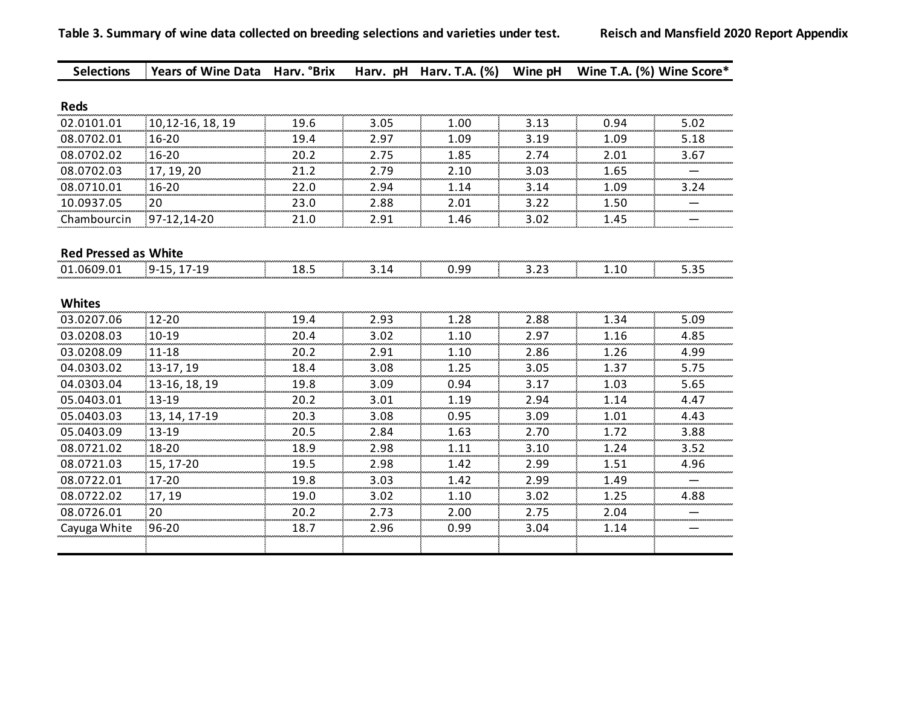**Table 3. Summary of wine data collected on breeding selections and varieties under test.**

Reisch and Mansfield 2020 Report Appendix

| Selections | Years of Wine Data | Harv. °Brix | Harv. pH | Harv. T.A. (%) | Wine pH | Wine T.A. (%) | Wine Score* |
|---|---|---|---|---|---|---|---|
| **Reds** | | | | | | | |
| 02.0101.01 | 10,12-16, 18, 19 | 19.6 | 3.05 | 1.00 | 3.13 | 0.94 | 5.02 |
| 08.0702.01 | 16-20 | 19.4 | 2.97 | 1.09 | 3.19 | 1.09 | 5.18 |
| 08.0702.02 | 16-20 | 20.2 | 2.75 | 1.85 | 2.74 | 2.01 | 3.67 |
| 08.0702.03 | 17, 19, 20 | 21.2 | 2.79 | 2.10 | 3.03 | 1.65 | — |
| 08.0710.01 | 16-20 | 22.0 | 2.94 | 1.14 | 3.14 | 1.09 | 3.24 |
| 10.0937.05 | 20 | 23.0 | 2.88 | 2.01 | 3.22 | 1.50 | — |
| Chambourcin | 97-12,14-20 | 21.0 | 2.91 | 1.46 | 3.02 | 1.45 | — |
| **Red Pressed as White** | | | | | | | |
| 01.0609.01 | 9-15, 17-19 | 18.5 | 3.14 | 0.99 | 3.23 | 1.10 | 5.35 |
| **Whites** | | | | | | | |
| 03.0207.06 | 12-20 | 19.4 | 2.93 | 1.28 | 2.88 | 1.34 | 5.09 |
| 03.0208.03 | 10-19 | 20.4 | 3.02 | 1.10 | 2.97 | 1.16 | 4.85 |
| 03.0208.09 | 11-18 | 20.2 | 2.91 | 1.10 | 2.86 | 1.26 | 4.99 |
| 04.0303.02 | 13-17, 19 | 18.4 | 3.08 | 1.25 | 3.05 | 1.37 | 5.75 |
| 04.0303.04 | 13-16, 18, 19 | 19.8 | 3.09 | 0.94 | 3.17 | 1.03 | 5.65 |
| 05.0403.01 | 13-19 | 20.2 | 3.01 | 1.19 | 2.94 | 1.14 | 4.47 |
| 05.0403.03 | 13, 14, 17-19 | 20.3 | 3.08 | 0.95 | 3.09 | 1.01 | 4.43 |
| 05.0403.09 | 13-19 | 20.5 | 2.84 | 1.63 | 2.70 | 1.72 | 3.88 |
| 08.0721.02 | 18-20 | 18.9 | 2.98 | 1.11 | 3.10 | 1.24 | 3.52 |
| 08.0721.03 | 15, 17-20 | 19.5 | 2.98 | 1.42 | 2.99 | 1.51 | 4.96 |
| 08.0722.01 | 17-20 | 19.8 | 3.03 | 1.42 | 2.99 | 1.49 | — |
| 08.0722.02 | 17, 19 | 19.0 | 3.02 | 1.10 | 3.02 | 1.25 | 4.88 |
| 08.0726.01 | 20 | 20.2 | 2.73 | 2.00 | 2.75 | 2.04 | — |
| Cayuga White | 96-20 | 18.7 | 2.96 | 0.99 | 3.04 | 1.14 | — |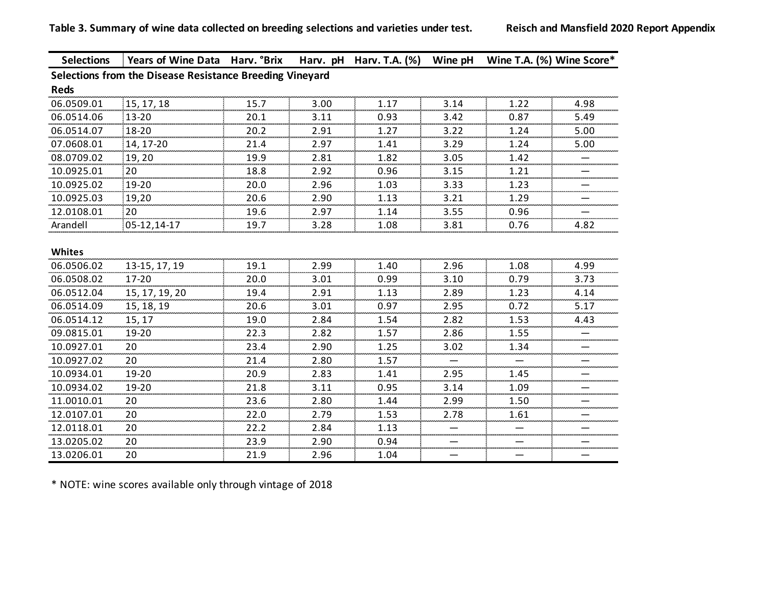**Table 3. Summary of wine data collected on breeding selections and varieties under test.** **Reisch and Mansfield 2020 Report Appendix**

| Selections | Years of Wine Data | Harv. °Brix | Harv. pH | Harv. T.A. (%) | Wine pH | Wine T.A. (%) | Wine Score* |
|---|---|---|---|---|---|---|---|
| **Selections from the Disease Resistance Breeding Vineyard** | | | | | | | |
| **Reds** | | | | | | | |
| 06.0509.01 | 15, 17, 18 | 15.7 | 3.00 | 1.17 | 3.14 | 1.22 | 4.98 |
| 06.0514.06 | 13-20 | 20.1 | 3.11 | 0.93 | 3.42 | 0.87 | 5.49 |
| 06.0514.07 | 18-20 | 20.2 | 2.91 | 1.27 | 3.22 | 1.24 | 5.00 |
| 07.0608.01 | 14, 17-20 | 21.4 | 2.97 | 1.41 | 3.29 | 1.24 | 5.00 |
| 08.0709.02 | 19, 20 | 19.9 | 2.81 | 1.82 | 3.05 | 1.42 | — |
| 10.0925.01 | 20 | 18.8 | 2.92 | 0.96 | 3.15 | 1.21 | — |
| 10.0925.02 | 19-20 | 20.0 | 2.96 | 1.03 | 3.33 | 1.23 | — |
| 10.0925.03 | 19,20 | 20.6 | 2.90 | 1.13 | 3.21 | 1.29 | — |
| 12.0108.01 | 20 | 19.6 | 2.97 | 1.14 | 3.55 | 0.96 | — |
| Arandell | 05-12,14-17 | 19.7 | 3.28 | 1.08 | 3.81 | 0.76 | 4.82 |
| **Whites** | | | | | | | |
| 06.0506.02 | 13-15, 17, 19 | 19.1 | 2.99 | 1.40 | 2.96 | 1.08 | 4.99 |
| 06.0508.02 | 17-20 | 20.0 | 3.01 | 0.99 | 3.10 | 0.79 | 3.73 |
| 06.0512.04 | 15, 17, 19, 20 | 19.4 | 2.91 | 1.13 | 2.89 | 1.23 | 4.14 |
| 06.0514.09 | 15, 18, 19 | 20.6 | 3.01 | 0.97 | 2.95 | 0.72 | 5.17 |
| 06.0514.12 | 15, 17 | 19.0 | 2.84 | 1.54 | 2.82 | 1.53 | 4.43 |
| 09.0815.01 | 19-20 | 22.3 | 2.82 | 1.57 | 2.86 | 1.55 | — |
| 10.0927.01 | 20 | 23.4 | 2.90 | 1.25 | 3.02 | 1.34 | — |
| 10.0927.02 | 20 | 21.4 | 2.80 | 1.57 | — | — | — |
| 10.0934.01 | 19-20 | 20.9 | 2.83 | 1.41 | 2.95 | 1.45 | — |
| 10.0934.02 | 19-20 | 21.8 | 3.11 | 0.95 | 3.14 | 1.09 | — |
| 11.0010.01 | 20 | 23.6 | 2.80 | 1.44 | 2.99 | 1.50 | — |
| 12.0107.01 | 20 | 22.0 | 2.79 | 1.53 | 2.78 | 1.61 | — |
| 12.0118.01 | 20 | 22.2 | 2.84 | 1.13 | — | — | — |
| 13.0205.02 | 20 | 23.9 | 2.90 | 0.94 | — | — | — |
| 13.0206.01 | 20 | 21.9 | 2.96 | 1.04 | — | — | — |

\* NOTE: wine scores available only through vintage of 2018